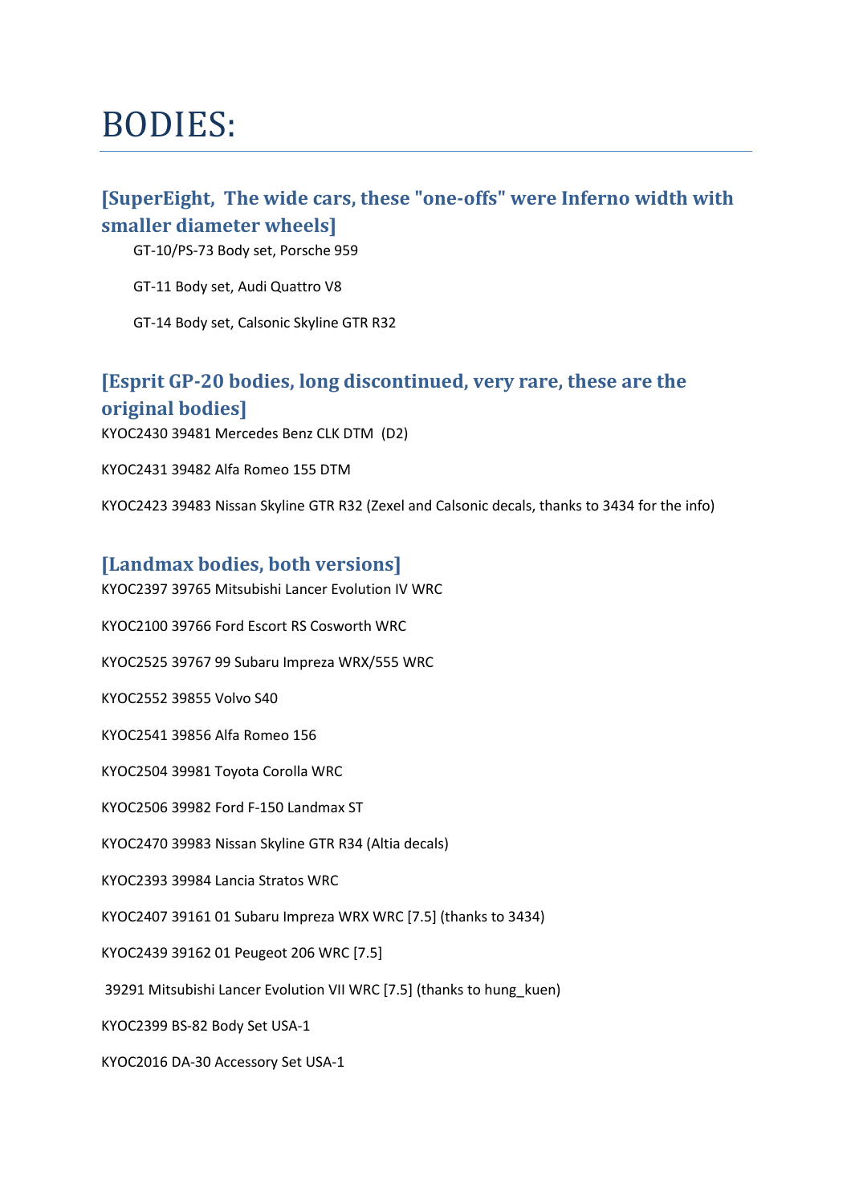# BODIES:

## [SuperEight, The wide cars, these "one-offs" were Inferno width with smaller diameter wheels]

GT-10/PS-73 Body set, Porsche 959

GT-11 Body set, Audi Quattro V8

GT-14 Body set, Calsonic Skyline GTR R32

## [Esprit GP-20 bodies, long discontinued, very rare, these are the original bodies]

KYOC2430 39481 Mercedes Benz CLK DTM (D2)

KYOC2431 39482 Alfa Romeo 155 DTM

KYOC2423 39483 Nissan Skyline GTR R32 (Zexel and Calsonic decals, thanks to 3434 for the info)

## [Landmax bodies, both versions]

KYOC2397 39765 Mitsubishi Lancer Evolution IV WRC

KYOC2100 39766 Ford Escort RS Cosworth WRC

KYOC2525 39767 99 Subaru Impreza WRX/555 WRC

KYOC2552 39855 Volvo S40

KYOC2541 39856 Alfa Romeo 156

KYOC2504 39981 Toyota Corolla WRC

KYOC2506 39982 Ford F-150 Landmax ST

KYOC2470 39983 Nissan Skyline GTR R34 (Altia decals)

KYOC2393 39984 Lancia Stratos WRC

KYOC2407 39161 01 Subaru Impreza WRX WRC [7.5] (thanks to 3434)

KYOC2439 39162 01 Peugeot 206 WRC [7.5]

39291 Mitsubishi Lancer Evolution VII WRC [7.5] (thanks to hung_kuen)

KYOC2399 BS-82 Body Set USA-1

KYOC2016 DA-30 Accessory Set USA-1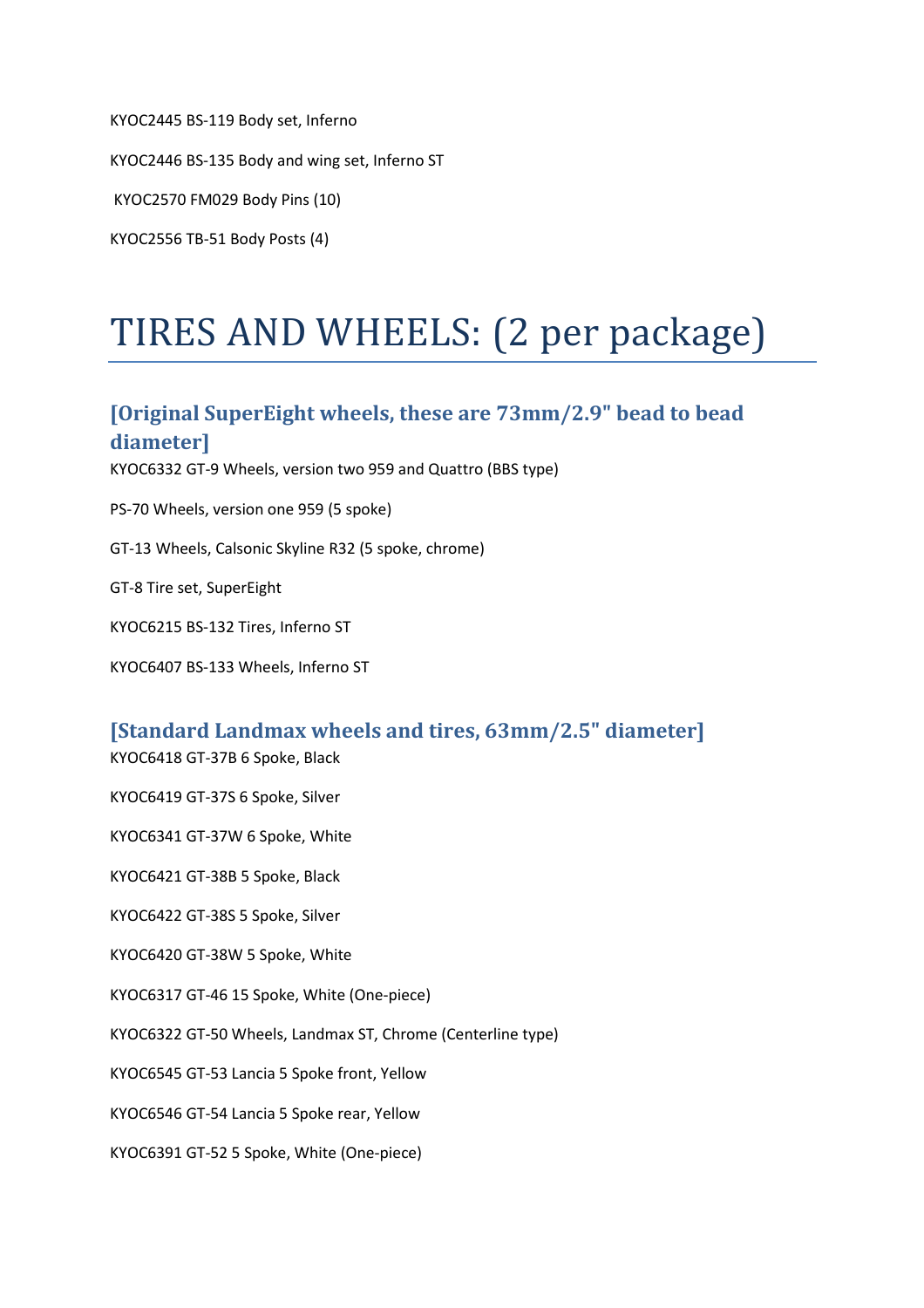KYOC2445 BS-119 Body set, Inferno

KYOC2446 BS-135 Body and wing set, Inferno ST

KYOC2570 FM029 Body Pins (10)

KYOC2556 TB-51 Body Posts (4)

# TIRES AND WHEELS: (2 per package)

## [Original SuperEight wheels, these are 73mm/2.9" bead to bead diameter]

KYOC6332 GT-9 Wheels, version two 959 and Quattro (BBS type)

PS-70 Wheels, version one 959 (5 spoke)

GT-13 Wheels, Calsonic Skyline R32 (5 spoke, chrome)

GT-8 Tire set, SuperEight

KYOC6215 BS-132 Tires, Inferno ST

KYOC6407 BS-133 Wheels, Inferno ST

## [Standard Landmax wheels and tires, 63mm/2.5" diameter]

KYOC6418 GT-37B 6 Spoke, Black

KYOC6419 GT-37S 6 Spoke, Silver

KYOC6341 GT-37W 6 Spoke, White

KYOC6421 GT-38B 5 Spoke, Black

KYOC6422 GT-38S 5 Spoke, Silver

KYOC6420 GT-38W 5 Spoke, White

KYOC6317 GT-46 15 Spoke, White (One-piece)

KYOC6322 GT-50 Wheels, Landmax ST, Chrome (Centerline type)

KYOC6545 GT-53 Lancia 5 Spoke front, Yellow

KYOC6546 GT-54 Lancia 5 Spoke rear, Yellow

KYOC6391 GT-52 5 Spoke, White (One-piece)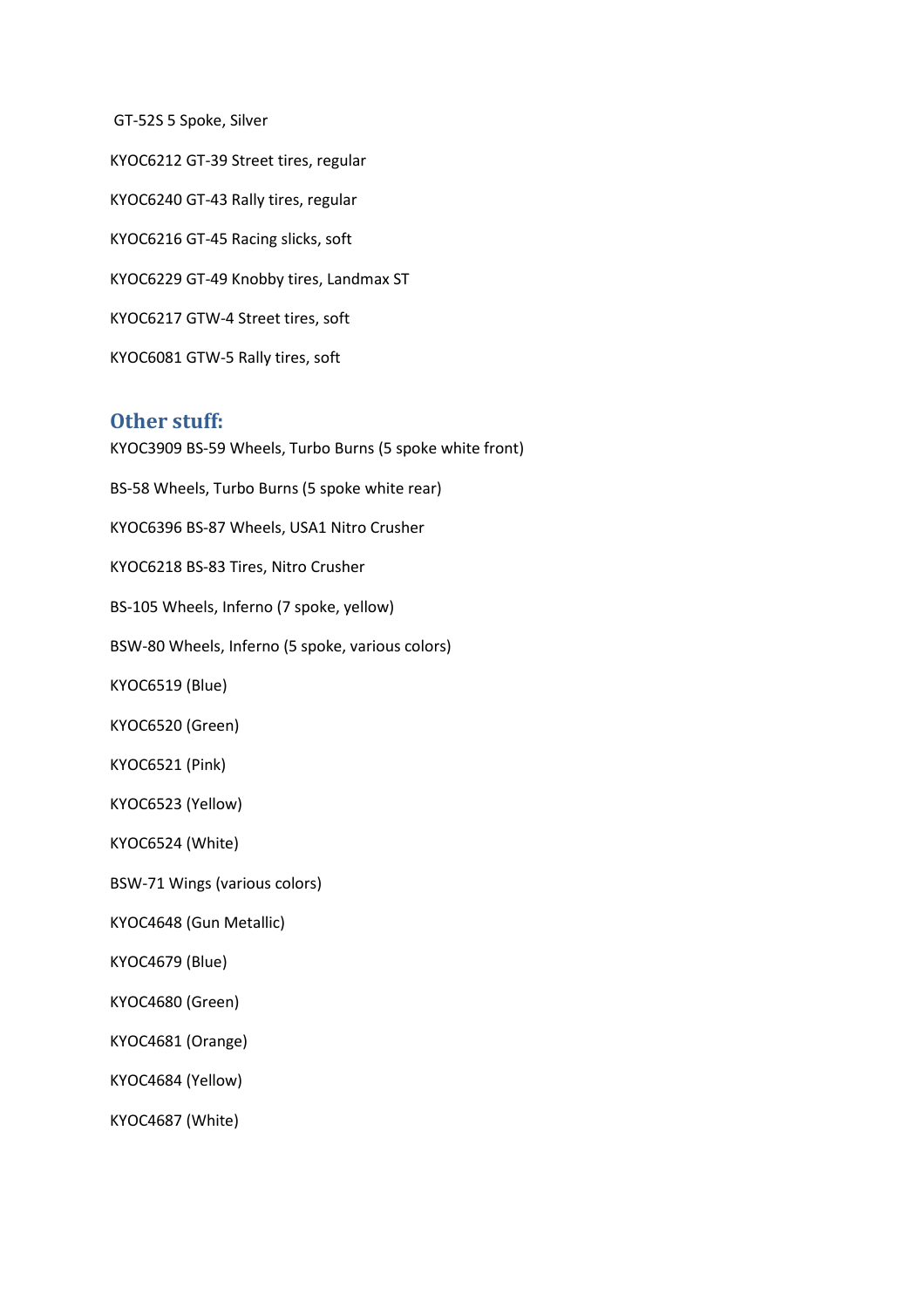GT-52S 5 Spoke, Silver

KYOC6212 GT-39 Street tires, regular

KYOC6240 GT-43 Rally tires, regular

KYOC6216 GT-45 Racing slicks, soft

KYOC6229 GT-49 Knobby tires, Landmax ST

KYOC6217 GTW-4 Street tires, soft

KYOC6081 GTW-5 Rally tires, soft

## Other stuff:

KYOC3909 BS-59 Wheels, Turbo Burns (5 spoke white front)

BS-58 Wheels, Turbo Burns (5 spoke white rear)

KYOC6396 BS-87 Wheels, USA1 Nitro Crusher

KYOC6218 BS-83 Tires, Nitro Crusher

BS-105 Wheels, Inferno (7 spoke, yellow)

BSW-80 Wheels, Inferno (5 spoke, various colors)

KYOC6519 (Blue)

KYOC6520 (Green)

KYOC6521 (Pink)

KYOC6523 (Yellow)

KYOC6524 (White)

BSW-71 Wings (various colors)

KYOC4648 (Gun Metallic)

KYOC4679 (Blue)

KYOC4680 (Green)

KYOC4681 (Orange)

KYOC4684 (Yellow)

KYOC4687 (White)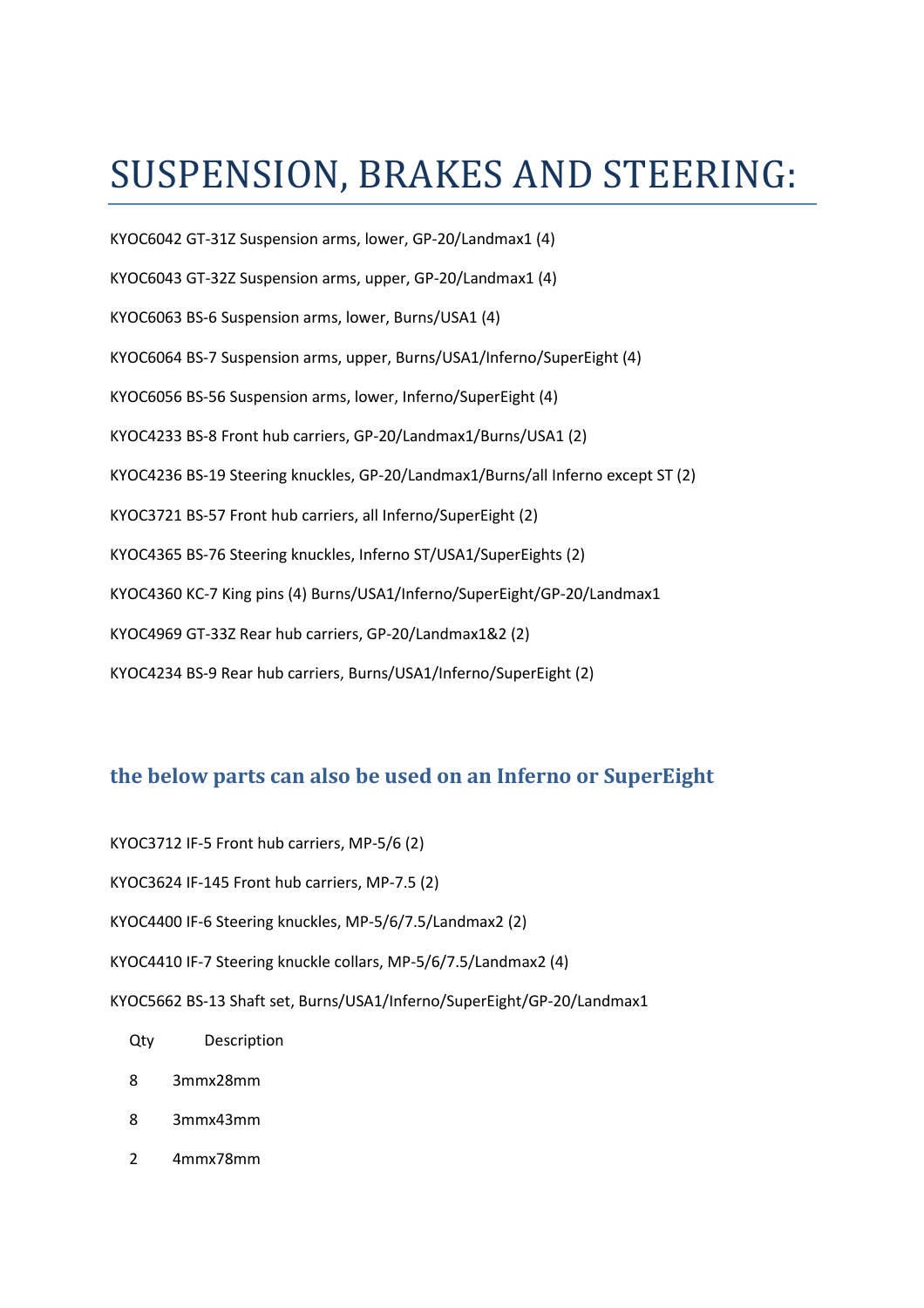# SUSPENSION, BRAKES AND STEERING:

KYOC6042 GT-31Z Suspension arms, lower, GP-20/Landmax1 (4)

KYOC6043 GT-32Z Suspension arms, upper, GP-20/Landmax1 (4)

KYOC6063 BS-6 Suspension arms, lower, Burns/USA1 (4)

KYOC6064 BS-7 Suspension arms, upper, Burns/USA1/Inferno/SuperEight (4)

KYOC6056 BS-56 Suspension arms, lower, Inferno/SuperEight (4)

KYOC4233 BS-8 Front hub carriers, GP-20/Landmax1/Burns/USA1 (2)

KYOC4236 BS-19 Steering knuckles, GP-20/Landmax1/Burns/all Inferno except ST (2)

KYOC3721 BS-57 Front hub carriers, all Inferno/SuperEight (2)

KYOC4365 BS-76 Steering knuckles, Inferno ST/USA1/SuperEights (2)

KYOC4360 KC-7 King pins (4) Burns/USA1/Inferno/SuperEight/GP-20/Landmax1

KYOC4969 GT-33Z Rear hub carriers, GP-20/Landmax1&2 (2)

KYOC4234 BS-9 Rear hub carriers, Burns/USA1/Inferno/SuperEight (2)

## the below parts can also be used on an Inferno or SuperEight

KYOC3712 IF-5 Front hub carriers, MP-5/6 (2)

KYOC3624 IF-145 Front hub carriers, MP-7.5 (2)

KYOC4400 IF-6 Steering knuckles, MP-5/6/7.5/Landmax2 (2)

KYOC4410 IF-7 Steering knuckle collars, MP-5/6/7.5/Landmax2 (4)

KYOC5662 BS-13 Shaft set, Burns/USA1/Inferno/SuperEight/GP-20/Landmax1

| Qty | Description |
|---|---|
| 8 | 3mmx28mm |
| 8 | 3mmx43mm |
| 2 | 4mmx78mm |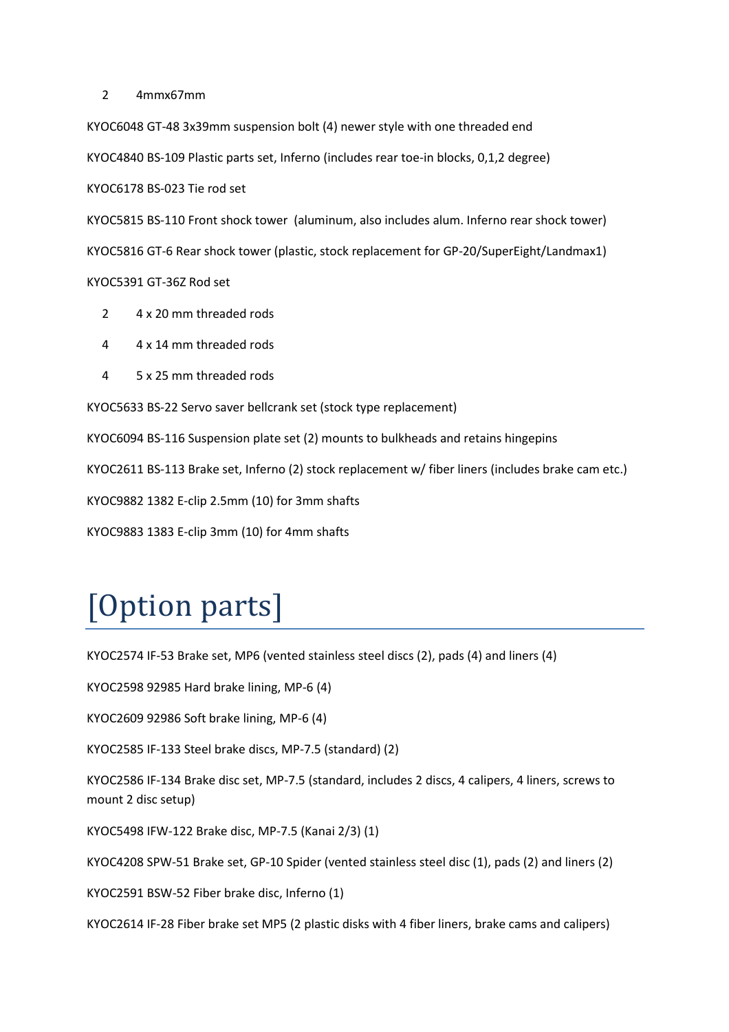2 4mmx67mm

KYOC6048 GT-48 3x39mm suspension bolt (4) newer style with one threaded end

KYOC4840 BS-109 Plastic parts set, Inferno (includes rear toe-in blocks, 0,1,2 degree)

KYOC6178 BS-023 Tie rod set

KYOC5815 BS-110 Front shock tower (aluminum, also includes alum. Inferno rear shock tower)

KYOC5816 GT-6 Rear shock tower (plastic, stock replacement for GP-20/SuperEight/Landmax1)

KYOC5391 GT-36Z Rod set

2 4 x 20 mm threaded rods

4 4 x 14 mm threaded rods

4 5 x 25 mm threaded rods

KYOC5633 BS-22 Servo saver bellcrank set (stock type replacement)

KYOC6094 BS-116 Suspension plate set (2) mounts to bulkheads and retains hingepins

KYOC2611 BS-113 Brake set, Inferno (2) stock replacement w/ fiber liners (includes brake cam etc.)

KYOC9882 1382 E-clip 2.5mm (10) for 3mm shafts

KYOC9883 1383 E-clip 3mm (10) for 4mm shafts

# [Option parts]

KYOC2574 IF-53 Brake set, MP6 (vented stainless steel discs (2), pads (4) and liners (4)

KYOC2598 92985 Hard brake lining, MP-6 (4)

KYOC2609 92986 Soft brake lining, MP-6 (4)

KYOC2585 IF-133 Steel brake discs, MP-7.5 (standard) (2)

KYOC2586 IF-134 Brake disc set, MP-7.5 (standard, includes 2 discs, 4 calipers, 4 liners, screws to mount 2 disc setup)

KYOC5498 IFW-122 Brake disc, MP-7.5 (Kanai 2/3) (1)

KYOC4208 SPW-51 Brake set, GP-10 Spider (vented stainless steel disc (1), pads (2) and liners (2)

KYOC2591 BSW-52 Fiber brake disc, Inferno (1)

KYOC2614 IF-28 Fiber brake set MP5 (2 plastic disks with 4 fiber liners, brake cams and calipers)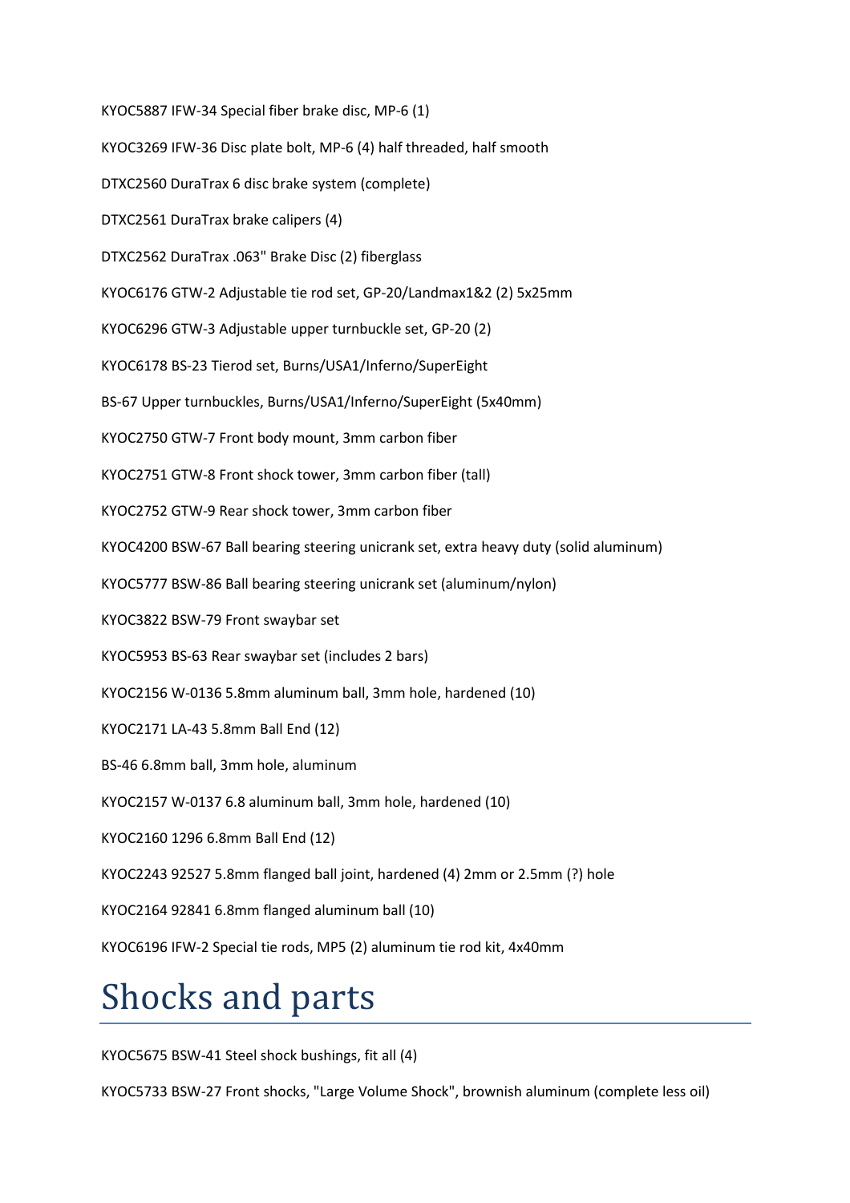KYOC5887 IFW-34 Special fiber brake disc, MP-6 (1)

KYOC3269 IFW-36 Disc plate bolt, MP-6 (4) half threaded, half smooth

DTXC2560 DuraTrax 6 disc brake system (complete)

DTXC2561 DuraTrax brake calipers (4)

DTXC2562 DuraTrax .063" Brake Disc (2) fiberglass

KYOC6176 GTW-2 Adjustable tie rod set, GP-20/Landmax1&2 (2) 5x25mm

KYOC6296 GTW-3 Adjustable upper turnbuckle set, GP-20 (2)

KYOC6178 BS-23 Tierod set, Burns/USA1/Inferno/SuperEight

BS-67 Upper turnbuckles, Burns/USA1/Inferno/SuperEight (5x40mm)

KYOC2750 GTW-7 Front body mount, 3mm carbon fiber

KYOC2751 GTW-8 Front shock tower, 3mm carbon fiber (tall)

KYOC2752 GTW-9 Rear shock tower, 3mm carbon fiber

KYOC4200 BSW-67 Ball bearing steering unicrank set, extra heavy duty (solid aluminum)

KYOC5777 BSW-86 Ball bearing steering unicrank set (aluminum/nylon)

KYOC3822 BSW-79 Front swaybar set

KYOC5953 BS-63 Rear swaybar set (includes 2 bars)

KYOC2156 W-0136 5.8mm aluminum ball, 3mm hole, hardened (10)

KYOC2171 LA-43 5.8mm Ball End (12)

BS-46 6.8mm ball, 3mm hole, aluminum

KYOC2157 W-0137 6.8 aluminum ball, 3mm hole, hardened (10)

KYOC2160 1296 6.8mm Ball End (12)

KYOC2243 92527 5.8mm flanged ball joint, hardened (4) 2mm or 2.5mm (?) hole

KYOC2164 92841 6.8mm flanged aluminum ball (10)

KYOC6196 IFW-2 Special tie rods, MP5 (2) aluminum tie rod kit, 4x40mm

# Shocks and parts

KYOC5675 BSW-41 Steel shock bushings, fit all (4)

KYOC5733 BSW-27 Front shocks, "Large Volume Shock", brownish aluminum (complete less oil)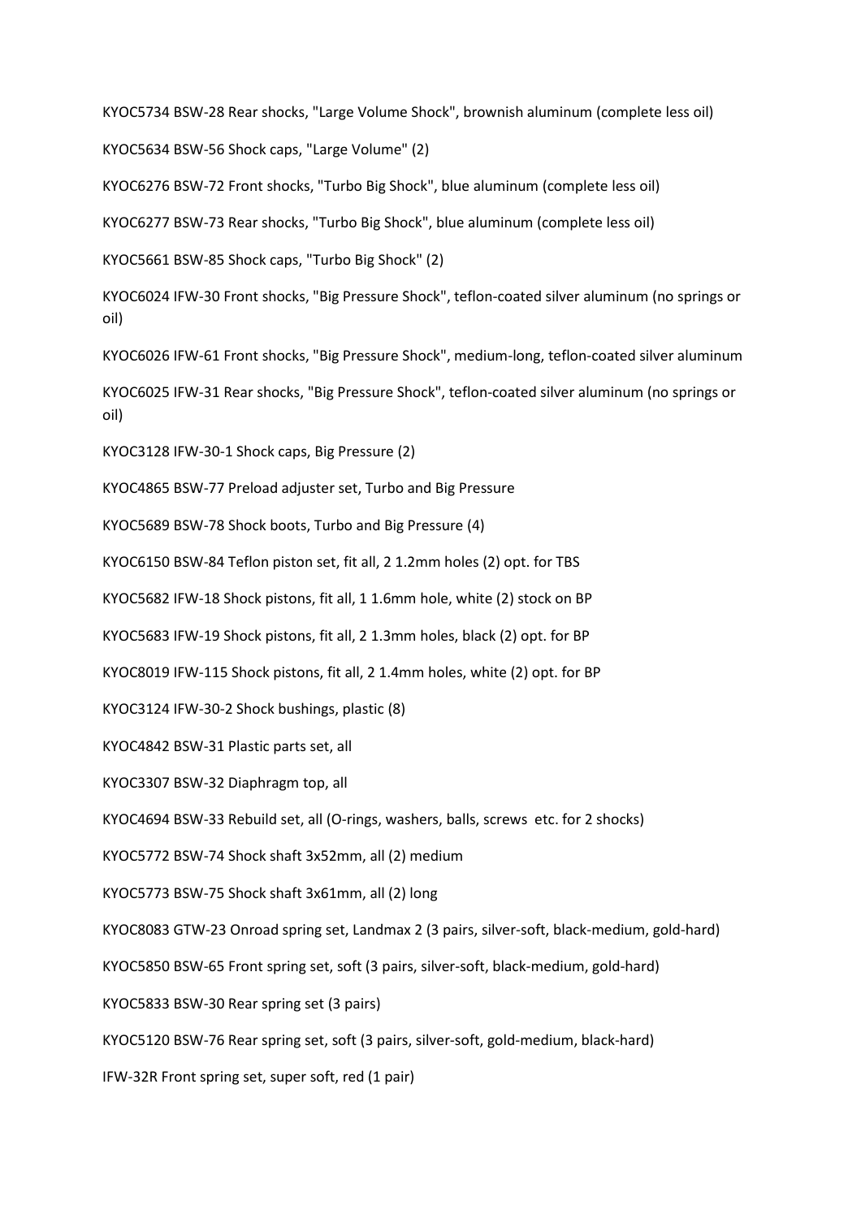KYOC5734 BSW-28 Rear shocks, "Large Volume Shock", brownish aluminum (complete less oil)

KYOC5634 BSW-56 Shock caps, "Large Volume" (2)

KYOC6276 BSW-72 Front shocks, "Turbo Big Shock", blue aluminum (complete less oil)

KYOC6277 BSW-73 Rear shocks, "Turbo Big Shock", blue aluminum (complete less oil)

KYOC5661 BSW-85 Shock caps, "Turbo Big Shock" (2)

KYOC6024 IFW-30 Front shocks, "Big Pressure Shock", teflon-coated silver aluminum (no springs or oil)

KYOC6026 IFW-61 Front shocks, "Big Pressure Shock", medium-long, teflon-coated silver aluminum

KYOC6025 IFW-31 Rear shocks, "Big Pressure Shock", teflon-coated silver aluminum (no springs or oil)

KYOC3128 IFW-30-1 Shock caps, Big Pressure (2)

KYOC4865 BSW-77 Preload adjuster set, Turbo and Big Pressure

KYOC5689 BSW-78 Shock boots, Turbo and Big Pressure (4)

KYOC6150 BSW-84 Teflon piston set, fit all, 2 1.2mm holes (2) opt. for TBS

KYOC5682 IFW-18 Shock pistons, fit all, 1 1.6mm hole, white (2) stock on BP

KYOC5683 IFW-19 Shock pistons, fit all, 2 1.3mm holes, black (2) opt. for BP

KYOC8019 IFW-115 Shock pistons, fit all, 2 1.4mm holes, white (2) opt. for BP

KYOC3124 IFW-30-2 Shock bushings, plastic (8)

KYOC4842 BSW-31 Plastic parts set, all

KYOC3307 BSW-32 Diaphragm top, all

KYOC4694 BSW-33 Rebuild set, all (O-rings, washers, balls, screws etc. for 2 shocks)

KYOC5772 BSW-74 Shock shaft 3x52mm, all (2) medium

KYOC5773 BSW-75 Shock shaft 3x61mm, all (2) long

KYOC8083 GTW-23 Onroad spring set, Landmax 2 (3 pairs, silver-soft, black-medium, gold-hard)

KYOC5850 BSW-65 Front spring set, soft (3 pairs, silver-soft, black-medium, gold-hard)

KYOC5833 BSW-30 Rear spring set (3 pairs)

KYOC5120 BSW-76 Rear spring set, soft (3 pairs, silver-soft, gold-medium, black-hard)

IFW-32R Front spring set, super soft, red (1 pair)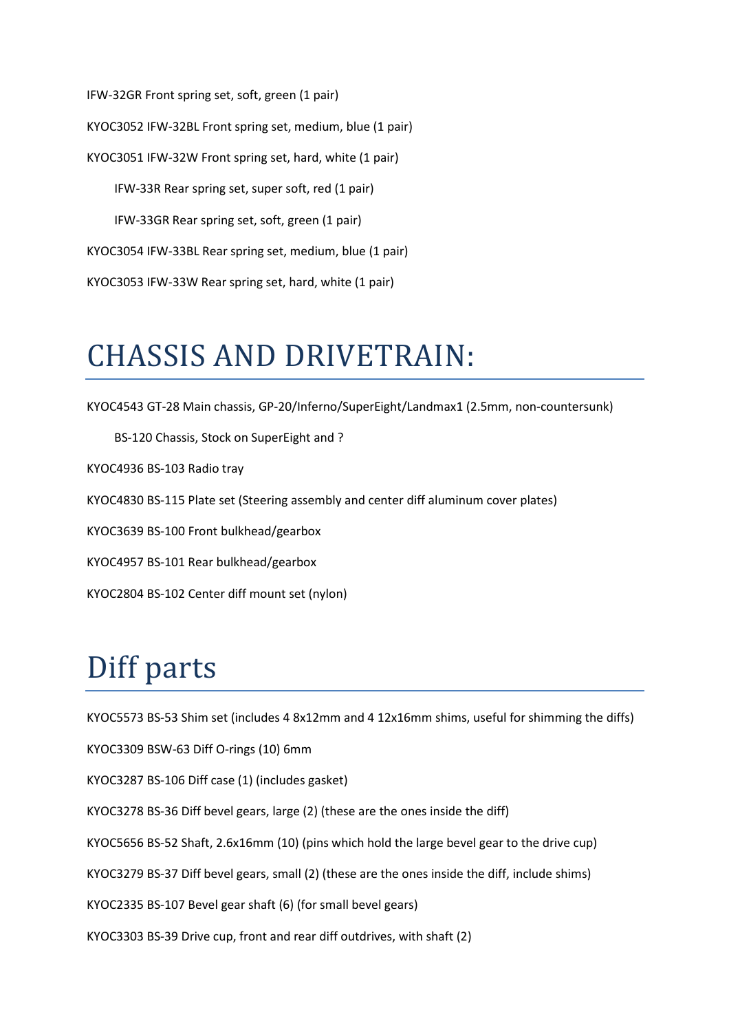IFW-32GR Front spring set, soft, green (1 pair)

KYOC3052 IFW-32BL Front spring set, medium, blue (1 pair)

KYOC3051 IFW-32W Front spring set, hard, white (1 pair)

IFW-33R Rear spring set, super soft, red (1 pair)

IFW-33GR Rear spring set, soft, green (1 pair)

KYOC3054 IFW-33BL Rear spring set, medium, blue (1 pair)

KYOC3053 IFW-33W Rear spring set, hard, white (1 pair)

# CHASSIS AND DRIVETRAIN:

KYOC4543 GT-28 Main chassis, GP-20/Inferno/SuperEight/Landmax1 (2.5mm, non-countersunk)

BS-120 Chassis, Stock on SuperEight and ?

KYOC4936 BS-103 Radio tray

KYOC4830 BS-115 Plate set (Steering assembly and center diff aluminum cover plates)

KYOC3639 BS-100 Front bulkhead/gearbox

KYOC4957 BS-101 Rear bulkhead/gearbox

KYOC2804 BS-102 Center diff mount set (nylon)

# Diff parts

KYOC5573 BS-53 Shim set (includes 4 8x12mm and 4 12x16mm shims, useful for shimming the diffs)

KYOC3309 BSW-63 Diff O-rings (10) 6mm

KYOC3287 BS-106 Diff case (1) (includes gasket)

KYOC3278 BS-36 Diff bevel gears, large (2) (these are the ones inside the diff)

KYOC5656 BS-52 Shaft, 2.6x16mm (10) (pins which hold the large bevel gear to the drive cup)

KYOC3279 BS-37 Diff bevel gears, small (2) (these are the ones inside the diff, include shims)

KYOC2335 BS-107 Bevel gear shaft (6) (for small bevel gears)

KYOC3303 BS-39 Drive cup, front and rear diff outdrives, with shaft (2)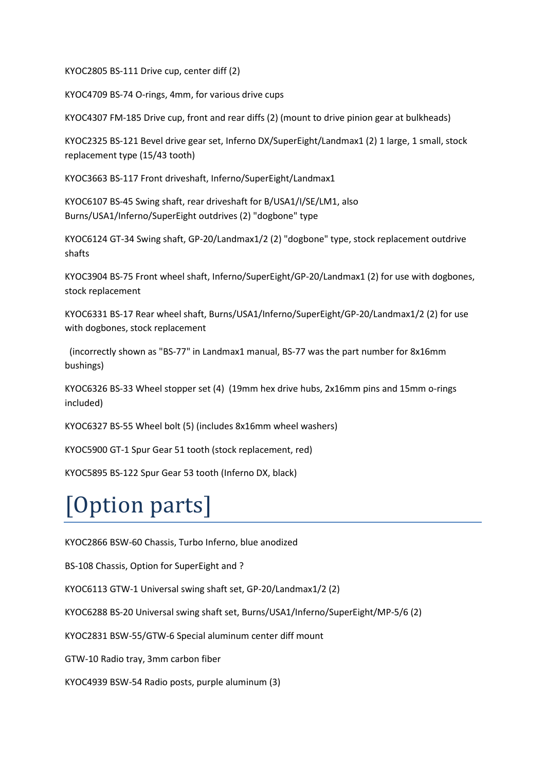KYOC2805 BS-111 Drive cup, center diff (2)

KYOC4709 BS-74 O-rings, 4mm, for various drive cups

KYOC4307 FM-185 Drive cup, front and rear diffs (2) (mount to drive pinion gear at bulkheads)

KYOC2325 BS-121 Bevel drive gear set, Inferno DX/SuperEight/Landmax1 (2) 1 large, 1 small, stock replacement type (15/43 tooth)

KYOC3663 BS-117 Front driveshaft, Inferno/SuperEight/Landmax1

KYOC6107 BS-45 Swing shaft, rear driveshaft for B/USA1/I/SE/LM1, also Burns/USA1/Inferno/SuperEight outdrives (2) "dogbone" type

KYOC6124 GT-34 Swing shaft, GP-20/Landmax1/2 (2) "dogbone" type, stock replacement outdrive shafts

KYOC3904 BS-75 Front wheel shaft, Inferno/SuperEight/GP-20/Landmax1 (2) for use with dogbones, stock replacement

KYOC6331 BS-17 Rear wheel shaft, Burns/USA1/Inferno/SuperEight/GP-20/Landmax1/2 (2) for use with dogbones, stock replacement

(incorrectly shown as "BS-77" in Landmax1 manual, BS-77 was the part number for 8x16mm bushings)

KYOC6326 BS-33 Wheel stopper set (4) (19mm hex drive hubs, 2x16mm pins and 15mm o-rings included)

KYOC6327 BS-55 Wheel bolt (5) (includes 8x16mm wheel washers)

KYOC5900 GT-1 Spur Gear 51 tooth (stock replacement, red)

KYOC5895 BS-122 Spur Gear 53 tooth (Inferno DX, black)

# [Option parts]

KYOC2866 BSW-60 Chassis, Turbo Inferno, blue anodized

BS-108 Chassis, Option for SuperEight and ?

KYOC6113 GTW-1 Universal swing shaft set, GP-20/Landmax1/2 (2)

KYOC6288 BS-20 Universal swing shaft set, Burns/USA1/Inferno/SuperEight/MP-5/6 (2)

KYOC2831 BSW-55/GTW-6 Special aluminum center diff mount

GTW-10 Radio tray, 3mm carbon fiber

KYOC4939 BSW-54 Radio posts, purple aluminum (3)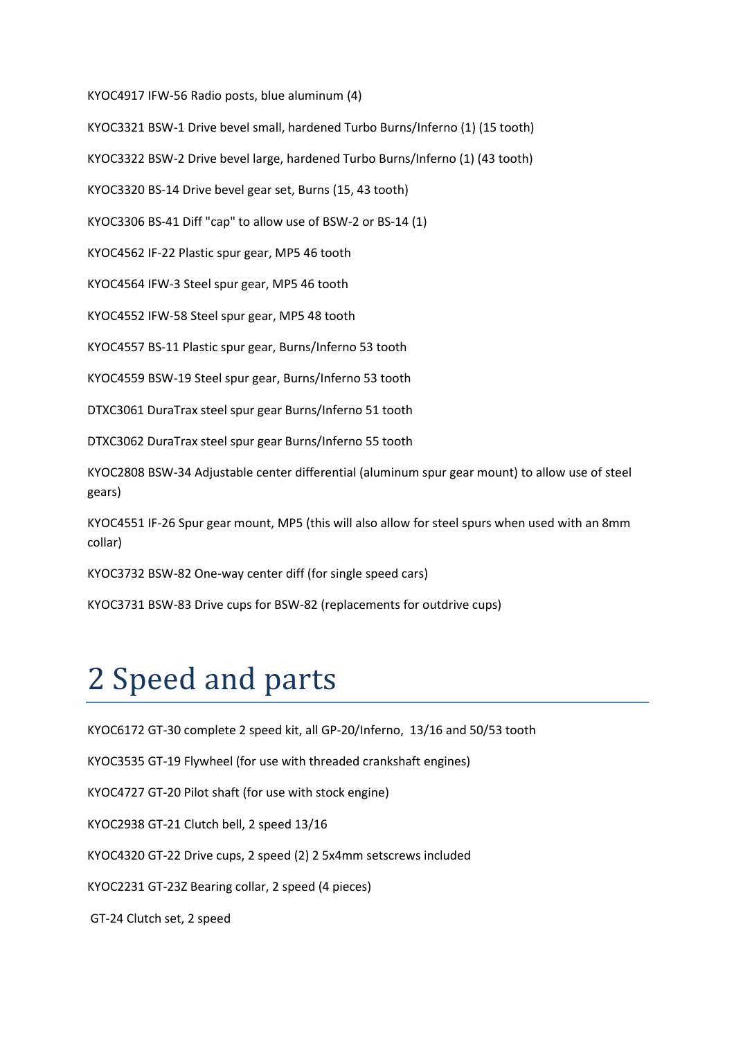KYOC4917 IFW-56 Radio posts, blue aluminum (4)

KYOC3321 BSW-1 Drive bevel small, hardened Turbo Burns/Inferno (1) (15 tooth)

KYOC3322 BSW-2 Drive bevel large, hardened Turbo Burns/Inferno (1) (43 tooth)

KYOC3320 BS-14 Drive bevel gear set, Burns (15, 43 tooth)

KYOC3306 BS-41 Diff "cap" to allow use of BSW-2 or BS-14 (1)

KYOC4562 IF-22 Plastic spur gear, MP5 46 tooth

KYOC4564 IFW-3 Steel spur gear, MP5 46 tooth

KYOC4552 IFW-58 Steel spur gear, MP5 48 tooth

KYOC4557 BS-11 Plastic spur gear, Burns/Inferno 53 tooth

KYOC4559 BSW-19 Steel spur gear, Burns/Inferno 53 tooth

DTXC3061 DuraTrax steel spur gear Burns/Inferno 51 tooth

DTXC3062 DuraTrax steel spur gear Burns/Inferno 55 tooth

KYOC2808 BSW-34 Adjustable center differential (aluminum spur gear mount) to allow use of steel gears)

KYOC4551 IF-26 Spur gear mount, MP5 (this will also allow for steel spurs when used with an 8mm collar)

KYOC3732 BSW-82 One-way center diff (for single speed cars)

KYOC3731 BSW-83 Drive cups for BSW-82 (replacements for outdrive cups)

# 2 Speed and parts

KYOC6172 GT-30 complete 2 speed kit, all GP-20/Inferno, 13/16 and 50/53 tooth

KYOC3535 GT-19 Flywheel (for use with threaded crankshaft engines)

KYOC4727 GT-20 Pilot shaft (for use with stock engine)

KYOC2938 GT-21 Clutch bell, 2 speed 13/16

KYOC4320 GT-22 Drive cups, 2 speed (2) 2 5x4mm setscrews included

KYOC2231 GT-23Z Bearing collar, 2 speed (4 pieces)

GT-24 Clutch set, 2 speed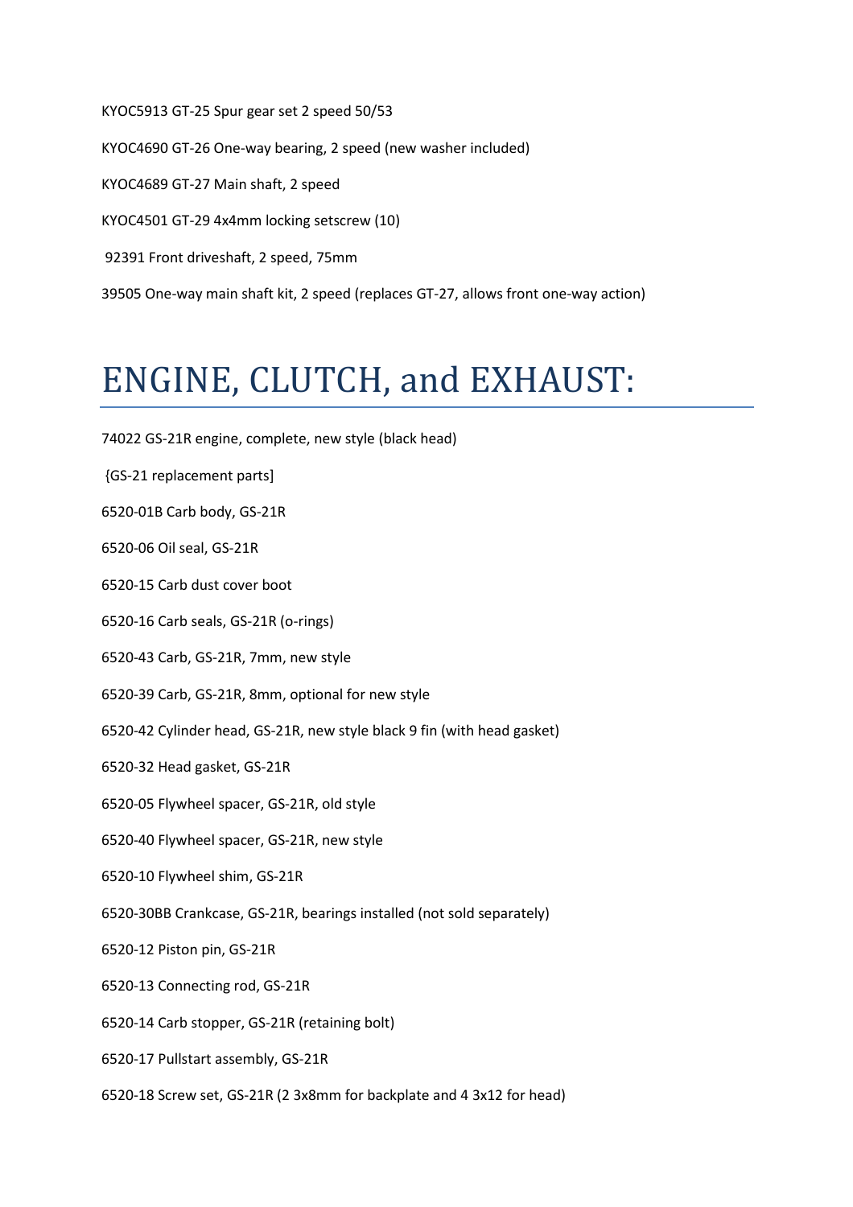KYOC5913 GT-25 Spur gear set 2 speed 50/53

KYOC4690 GT-26 One-way bearing, 2 speed (new washer included)

KYOC4689 GT-27 Main shaft, 2 speed

KYOC4501 GT-29 4x4mm locking setscrew (10)

92391 Front driveshaft, 2 speed, 75mm

39505 One-way main shaft kit, 2 speed (replaces GT-27, allows front one-way action)

# ENGINE, CLUTCH, and EXHAUST:

74022 GS-21R engine, complete, new style (black head)

{GS-21 replacement parts]

6520-01B Carb body, GS-21R

6520-06 Oil seal, GS-21R

6520-15 Carb dust cover boot

6520-16 Carb seals, GS-21R (o-rings)

6520-43 Carb, GS-21R, 7mm, new style

6520-39 Carb, GS-21R, 8mm, optional for new style

6520-42 Cylinder head, GS-21R, new style black 9 fin (with head gasket)

6520-32 Head gasket, GS-21R

6520-05 Flywheel spacer, GS-21R, old style

6520-40 Flywheel spacer, GS-21R, new style

6520-10 Flywheel shim, GS-21R

6520-30BB Crankcase, GS-21R, bearings installed (not sold separately)

6520-12 Piston pin, GS-21R

6520-13 Connecting rod, GS-21R

6520-14 Carb stopper, GS-21R (retaining bolt)

6520-17 Pullstart assembly, GS-21R

6520-18 Screw set, GS-21R (2 3x8mm for backplate and 4 3x12 for head)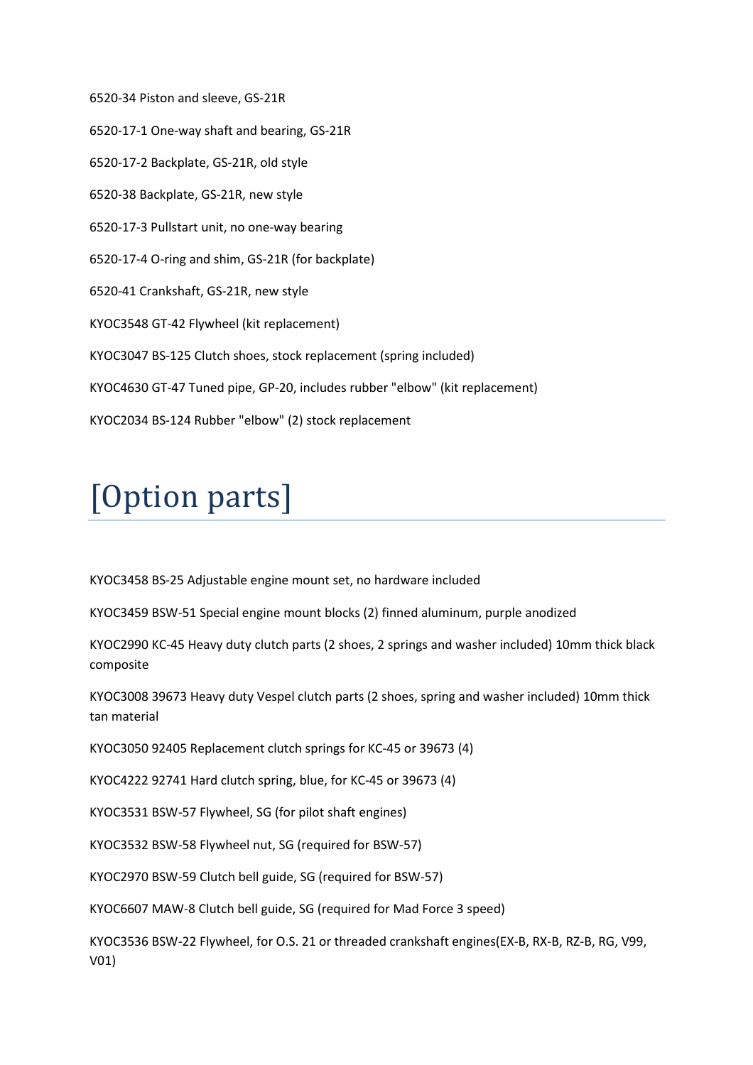6520-34 Piston and sleeve, GS-21R

6520-17-1 One-way shaft and bearing, GS-21R

6520-17-2 Backplate, GS-21R, old style

6520-38 Backplate, GS-21R, new style

6520-17-3 Pullstart unit, no one-way bearing

6520-17-4 O-ring and shim, GS-21R (for backplate)

6520-41 Crankshaft, GS-21R, new style

KYOC3548 GT-42 Flywheel (kit replacement)

KYOC3047 BS-125 Clutch shoes, stock replacement (spring included)

KYOC4630 GT-47 Tuned pipe, GP-20, includes rubber "elbow" (kit replacement)

KYOC2034 BS-124 Rubber "elbow" (2) stock replacement

# [Option parts]

KYOC3458 BS-25 Adjustable engine mount set, no hardware included

KYOC3459 BSW-51 Special engine mount blocks (2) finned aluminum, purple anodized

KYOC2990 KC-45 Heavy duty clutch parts (2 shoes, 2 springs and washer included) 10mm thick black composite

KYOC3008 39673 Heavy duty Vespel clutch parts (2 shoes, spring and washer included) 10mm thick tan material

KYOC3050 92405 Replacement clutch springs for KC-45 or 39673 (4)

KYOC4222 92741 Hard clutch spring, blue, for KC-45 or 39673 (4)

KYOC3531 BSW-57 Flywheel, SG (for pilot shaft engines)

KYOC3532 BSW-58 Flywheel nut, SG (required for BSW-57)

KYOC2970 BSW-59 Clutch bell guide, SG (required for BSW-57)

KYOC6607 MAW-8 Clutch bell guide, SG (required for Mad Force 3 speed)

KYOC3536 BSW-22 Flywheel, for O.S. 21 or threaded crankshaft engines(EX-B, RX-B, RZ-B, RG, V99, V01)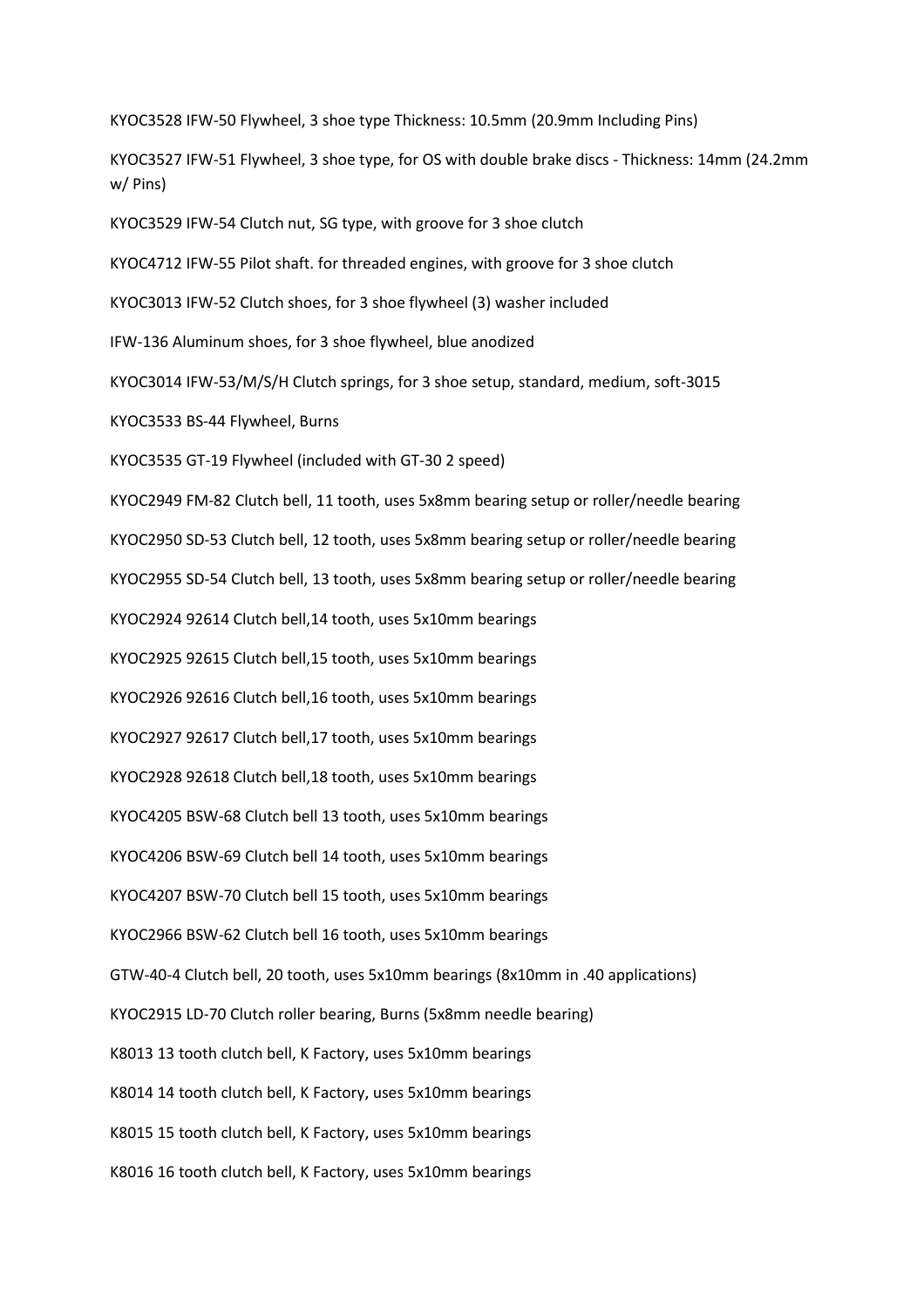KYOC3528 IFW-50 Flywheel, 3 shoe type Thickness: 10.5mm (20.9mm Including Pins)

KYOC3527 IFW-51 Flywheel, 3 shoe type, for OS with double brake discs - Thickness: 14mm (24.2mm w/ Pins)

KYOC3529 IFW-54 Clutch nut, SG type, with groove for 3 shoe clutch

KYOC4712 IFW-55 Pilot shaft. for threaded engines, with groove for 3 shoe clutch

KYOC3013 IFW-52 Clutch shoes, for 3 shoe flywheel (3) washer included

IFW-136 Aluminum shoes, for 3 shoe flywheel, blue anodized

KYOC3014 IFW-53/M/S/H Clutch springs, for 3 shoe setup, standard, medium, soft-3015

KYOC3533 BS-44 Flywheel, Burns

KYOC3535 GT-19 Flywheel (included with GT-30 2 speed)

KYOC2949 FM-82 Clutch bell, 11 tooth, uses 5x8mm bearing setup or roller/needle bearing

KYOC2950 SD-53 Clutch bell, 12 tooth, uses 5x8mm bearing setup or roller/needle bearing

KYOC2955 SD-54 Clutch bell, 13 tooth, uses 5x8mm bearing setup or roller/needle bearing

KYOC2924 92614 Clutch bell,14 tooth, uses 5x10mm bearings

KYOC2925 92615 Clutch bell,15 tooth, uses 5x10mm bearings

KYOC2926 92616 Clutch bell,16 tooth, uses 5x10mm bearings

KYOC2927 92617 Clutch bell,17 tooth, uses 5x10mm bearings

KYOC2928 92618 Clutch bell,18 tooth, uses 5x10mm bearings

KYOC4205 BSW-68 Clutch bell 13 tooth, uses 5x10mm bearings

KYOC4206 BSW-69 Clutch bell 14 tooth, uses 5x10mm bearings

KYOC4207 BSW-70 Clutch bell 15 tooth, uses 5x10mm bearings

KYOC2966 BSW-62 Clutch bell 16 tooth, uses 5x10mm bearings

GTW-40-4 Clutch bell, 20 tooth, uses 5x10mm bearings (8x10mm in .40 applications)

KYOC2915 LD-70 Clutch roller bearing, Burns (5x8mm needle bearing)

K8013 13 tooth clutch bell, K Factory, uses 5x10mm bearings

K8014 14 tooth clutch bell, K Factory, uses 5x10mm bearings

K8015 15 tooth clutch bell, K Factory, uses 5x10mm bearings

K8016 16 tooth clutch bell, K Factory, uses 5x10mm bearings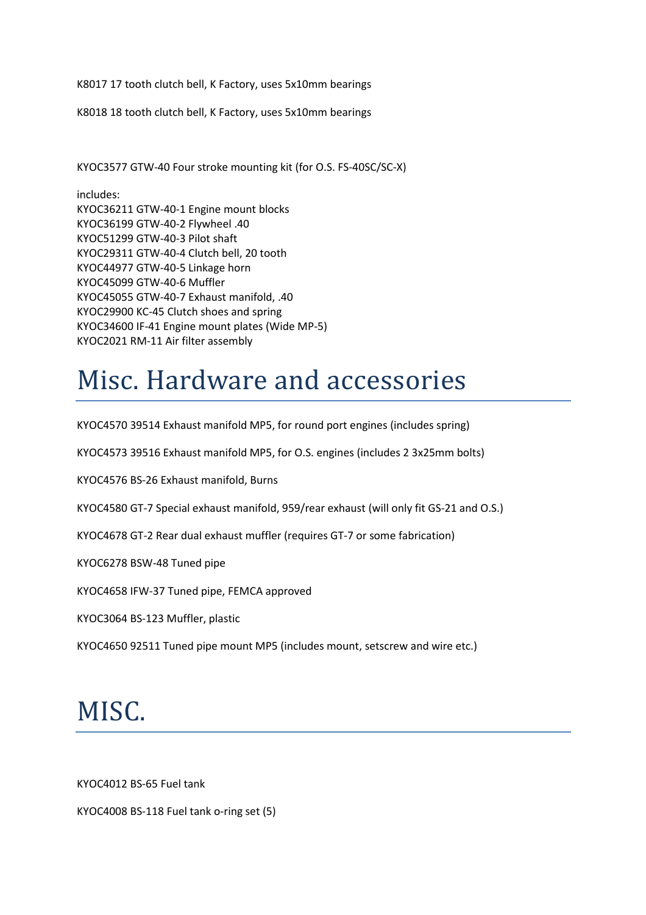K8017 17 tooth clutch bell, K Factory, uses 5x10mm bearings

K8018 18 tooth clutch bell, K Factory, uses 5x10mm bearings

KYOC3577 GTW-40 Four stroke mounting kit (for O.S. FS-40SC/SC-X)

includes:
KYOC36211 GTW-40-1 Engine mount blocks
KYOC36199 GTW-40-2 Flywheel .40
KYOC51299 GTW-40-3 Pilot shaft
KYOC29311 GTW-40-4 Clutch bell, 20 tooth
KYOC44977 GTW-40-5 Linkage horn
KYOC45099 GTW-40-6 Muffler
KYOC45055 GTW-40-7 Exhaust manifold, .40
KYOC29900 KC-45 Clutch shoes and spring
KYOC34600 IF-41 Engine mount plates (Wide MP-5)
KYOC2021 RM-11 Air filter assembly

# Misc. Hardware and accessories

KYOC4570 39514 Exhaust manifold MP5, for round port engines (includes spring)

KYOC4573 39516 Exhaust manifold MP5, for O.S. engines (includes 2 3x25mm bolts)

KYOC4576 BS-26 Exhaust manifold, Burns

KYOC4580 GT-7 Special exhaust manifold, 959/rear exhaust (will only fit GS-21 and O.S.)

KYOC4678 GT-2 Rear dual exhaust muffler (requires GT-7 or some fabrication)

KYOC6278 BSW-48 Tuned pipe

KYOC4658 IFW-37 Tuned pipe, FEMCA approved

KYOC3064 BS-123 Muffler, plastic

KYOC4650 92511 Tuned pipe mount MP5 (includes mount, setscrew and wire etc.)

# MISC.

KYOC4012 BS-65 Fuel tank

KYOC4008 BS-118 Fuel tank o-ring set (5)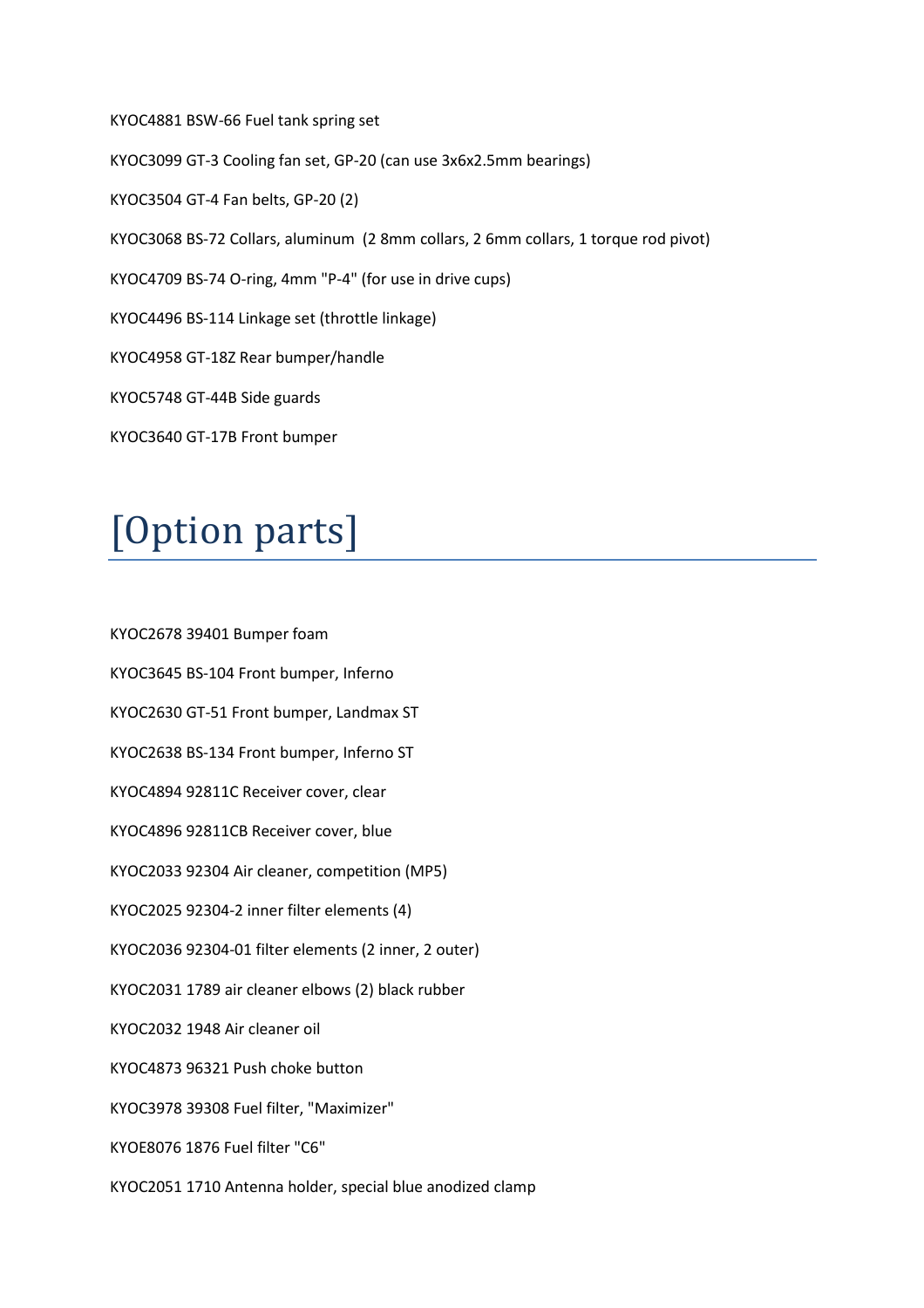KYOC4881 BSW-66 Fuel tank spring set

KYOC3099 GT-3 Cooling fan set, GP-20 (can use 3x6x2.5mm bearings)

KYOC3504 GT-4 Fan belts, GP-20 (2)

KYOC3068 BS-72 Collars, aluminum (2 8mm collars, 2 6mm collars, 1 torque rod pivot)

KYOC4709 BS-74 O-ring, 4mm "P-4" (for use in drive cups)

KYOC4496 BS-114 Linkage set (throttle linkage)

KYOC4958 GT-18Z Rear bumper/handle

KYOC5748 GT-44B Side guards

KYOC3640 GT-17B Front bumper

# [Option parts]

KYOC2678 39401 Bumper foam

KYOC3645 BS-104 Front bumper, Inferno

KYOC2630 GT-51 Front bumper, Landmax ST

KYOC2638 BS-134 Front bumper, Inferno ST

KYOC4894 92811C Receiver cover, clear

KYOC4896 92811CB Receiver cover, blue

KYOC2033 92304 Air cleaner, competition (MP5)

KYOC2025 92304-2 inner filter elements (4)

KYOC2036 92304-01 filter elements (2 inner, 2 outer)

KYOC2031 1789 air cleaner elbows (2) black rubber

KYOC2032 1948 Air cleaner oil

KYOC4873 96321 Push choke button

KYOC3978 39308 Fuel filter, "Maximizer"

KYOE8076 1876 Fuel filter "C6"

KYOC2051 1710 Antenna holder, special blue anodized clamp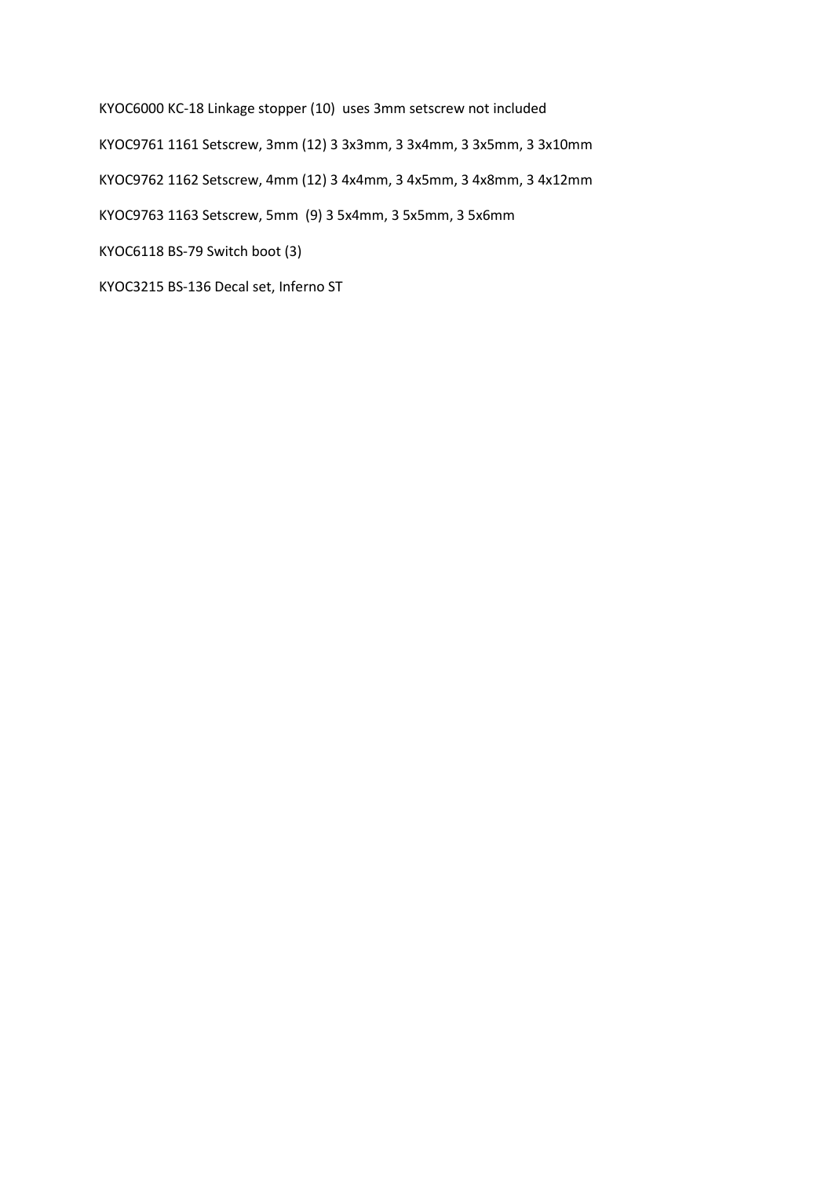KYOC6000 KC-18 Linkage stopper (10)  uses 3mm setscrew not included

KYOC9761 1161 Setscrew, 3mm (12) 3 3x3mm, 3 3x4mm, 3 3x5mm, 3 3x10mm

KYOC9762 1162 Setscrew, 4mm (12) 3 4x4mm, 3 4x5mm, 3 4x8mm, 3 4x12mm

KYOC9763 1163 Setscrew, 5mm  (9) 3 5x4mm, 3 5x5mm, 3 5x6mm

KYOC6118 BS-79 Switch boot (3)

KYOC3215 BS-136 Decal set, Inferno ST